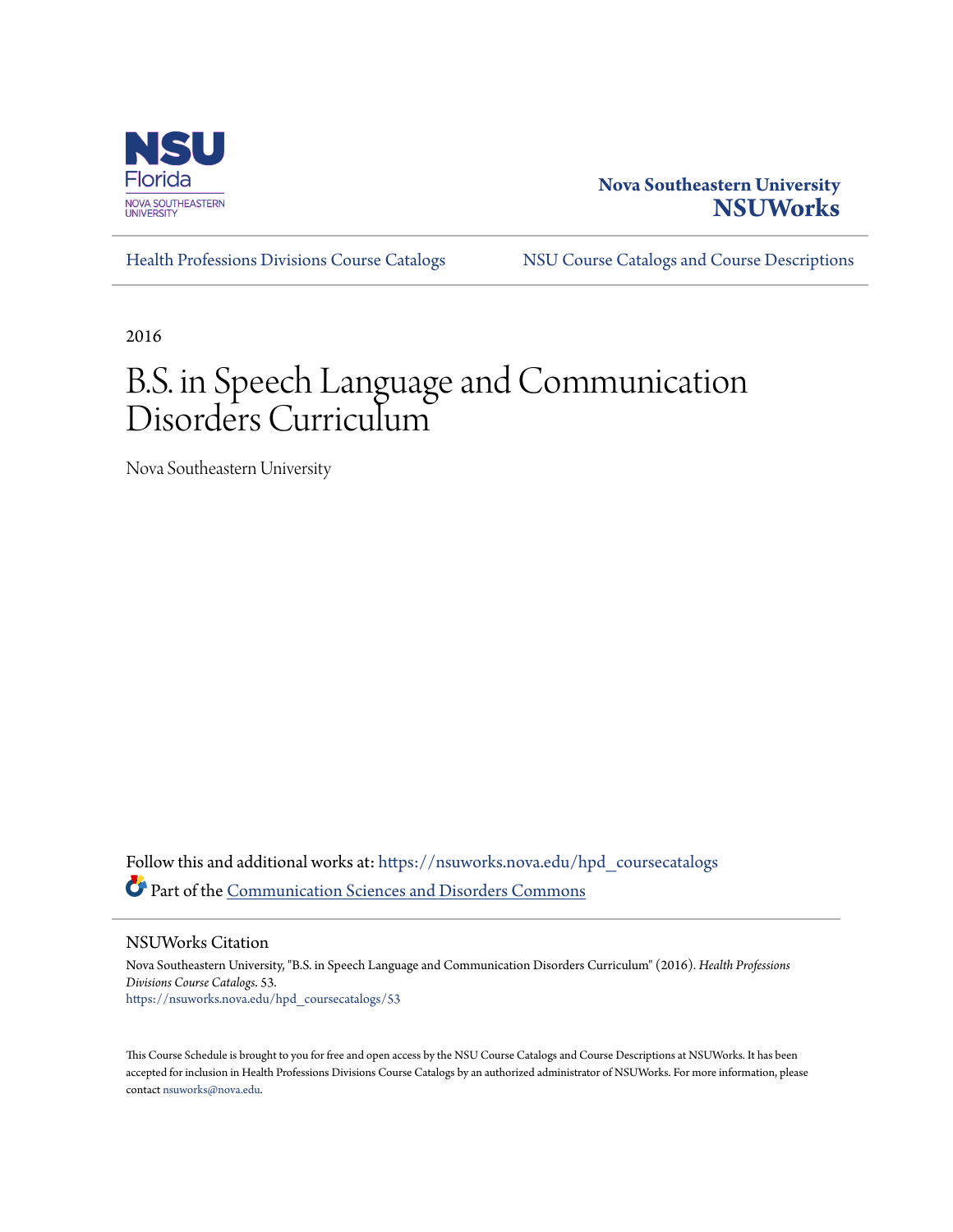Nova Southeastern University
**NSUWorks**

Health Professions Divisions Course Catalogs | NSU Course Catalogs and Course Descriptions

2016

# B.S. in Speech Language and Communication Disorders Curriculum

Nova Southeastern University

Follow this and additional works at: https://nsuworks.nova.edu/hpd_coursecatalogs

Part of the Communication Sciences and Disorders Commons

## NSUWorks Citation

Nova Southeastern University, "B.S. in Speech Language and Communication Disorders Curriculum" (2016). *Health Professions Divisions Course Catalogs*. 53.
https://nsuworks.nova.edu/hpd_coursecatalogs/53

This Course Schedule is brought to you for free and open access by the NSU Course Catalogs and Course Descriptions at NSUWorks. It has been accepted for inclusion in Health Professions Divisions Course Catalogs by an authorized administrator of NSUWorks. For more information, please contact nsuworks@nova.edu.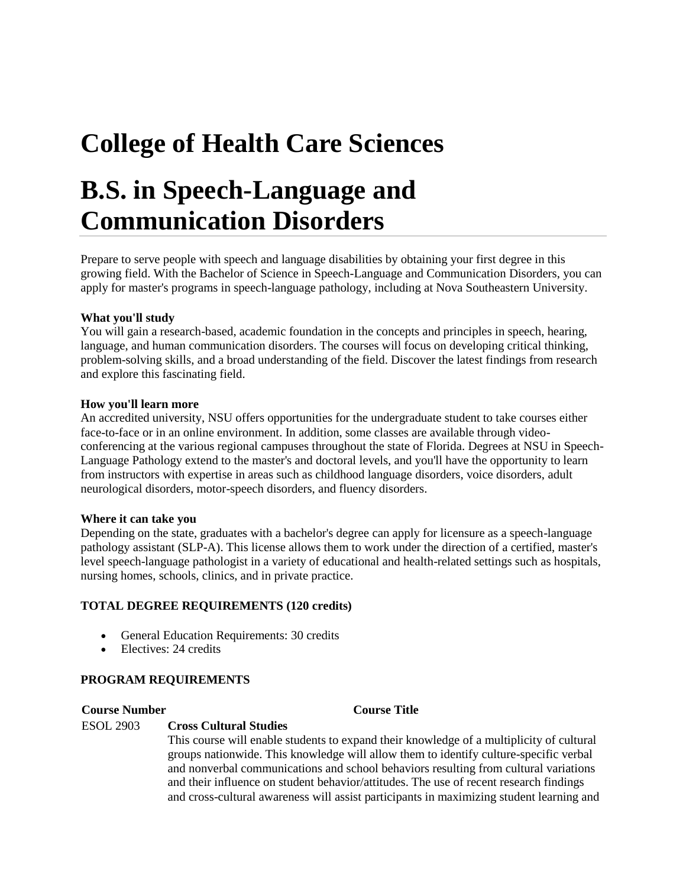// College of Health Care Sciences

# B.S. in Speech-Language and Communication Disorders

Prepare to serve people with speech and language disabilities by obtaining your first degree in this growing field. With the Bachelor of Science in Speech-Language and Communication Disorders, you can apply for master's programs in speech-language pathology, including at Nova Southeastern University.

**What you'll study**
You will gain a research-based, academic foundation in the concepts and principles in speech, hearing, language, and human communication disorders. The courses will focus on developing critical thinking, problem-solving skills, and a broad understanding of the field. Discover the latest findings from research and explore this fascinating field.

**How you'll learn more**
An accredited university, NSU offers opportunities for the undergraduate student to take courses either face-to-face or in an online environment. In addition, some classes are available through video-conferencing at the various regional campuses throughout the state of Florida. Degrees at NSU in Speech-Language Pathology extend to the master's and doctoral levels, and you'll have the opportunity to learn from instructors with expertise in areas such as childhood language disorders, voice disorders, adult neurological disorders, motor-speech disorders, and fluency disorders.

**Where it can take you**
Depending on the state, graduates with a bachelor's degree can apply for licensure as a speech-language pathology assistant (SLP-A). This license allows them to work under the direction of a certified, master's level speech-language pathologist in a variety of educational and health-related settings such as hospitals, nursing homes, schools, clinics, and in private practice.

**TOTAL DEGREE REQUIREMENTS (120 credits)**

- General Education Requirements: 30 credits
- Electives: 24 credits

**PROGRAM REQUIREMENTS**

| Course Number | Course Title |
|---|---|
| ESOL 2903 | **Cross Cultural Studies**<br>This course will enable students to expand their knowledge of a multiplicity of cultural groups nationwide. This knowledge will allow them to identify culture-specific verbal and nonverbal communications and school behaviors resulting from cultural variations and their influence on student behavior/attitudes. The use of recent research findings and cross-cultural awareness will assist participants in maximizing student learning and |

# College of Health Care Sciences

# B.S. in Speech-Language and Communication Disorders

Prepare to serve people with speech and language disabilities by obtaining your first degree in this growing field. With the Bachelor of Science in Speech-Language and Communication Disorders, you can apply for master's programs in speech-language pathology, including at Nova Southeastern University.

**What you'll study**
You will gain a research-based, academic foundation in the concepts and principles in speech, hearing, language, and human communication disorders. The courses will focus on developing critical thinking, problem-solving skills, and a broad understanding of the field. Discover the latest findings from research and explore this fascinating field.

**How you'll learn more**
An accredited university, NSU offers opportunities for the undergraduate student to take courses either face-to-face or in an online environment. In addition, some classes are available through video-conferencing at the various regional campuses throughout the state of Florida. Degrees at NSU in Speech-Language Pathology extend to the master's and doctoral levels, and you'll have the opportunity to learn from instructors with expertise in areas such as childhood language disorders, voice disorders, adult neurological disorders, motor-speech disorders, and fluency disorders.

**Where it can take you**
Depending on the state, graduates with a bachelor's degree can apply for licensure as a speech-language pathology assistant (SLP-A). This license allows them to work under the direction of a certified, master's level speech-language pathologist in a variety of educational and health-related settings such as hospitals, nursing homes, schools, clinics, and in private practice.

**TOTAL DEGREE REQUIREMENTS (120 credits)**

- General Education Requirements: 30 credits
- Electives: 24 credits

**PROGRAM REQUIREMENTS**

| Course Number | Course Title |
|---|---|
| ESOL 2903 | **Cross Cultural Studies**<br>This course will enable students to expand their knowledge of a multiplicity of cultural groups nationwide. This knowledge will allow them to identify culture-specific verbal and nonverbal communications and school behaviors resulting from cultural variations and their influence on student behavior/attitudes. The use of recent research findings and cross-cultural awareness will assist participants in maximizing student learning and |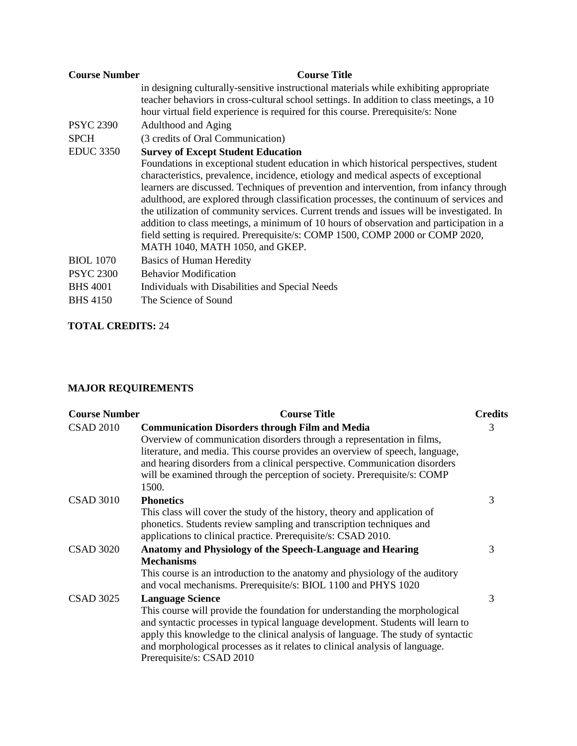| Course Number | Course Title |
|---|---|
| | in designing culturally-sensitive instructional materials while exhibiting appropriate teacher behaviors in cross-cultural school settings. In addition to class meetings, a 10 hour virtual field experience is required for this course. Prerequisite/s: None |
| PSYC 2390 | Adulthood and Aging |
| SPCH | (3 credits of Oral Communication) |
| EDUC 3350 | **Survey of Except Student Education** Foundations in exceptional student education in which historical perspectives, student characteristics, prevalence, incidence, etiology and medical aspects of exceptional learners are discussed. Techniques of prevention and intervention, from infancy through adulthood, are explored through classification processes, the continuum of services and the utilization of community services. Current trends and issues will be investigated. In addition to class meetings, a minimum of 10 hours of observation and participation in a field setting is required. Prerequisite/s: COMP 1500, COMP 2000 or COMP 2020, MATH 1040, MATH 1050, and GKEP. |
| BIOL 1070 | Basics of Human Heredity |
| PSYC 2300 | Behavior Modification |
| BHS 4001 | Individuals with Disabilities and Special Needs |
| BHS 4150 | The Science of Sound |

**TOTAL CREDITS:** 24

**MAJOR REQUIREMENTS**

| Course Number | Course Title | Credits |
|---|---|---|
| CSAD 2010 | **Communication Disorders through Film and Media** Overview of communication disorders through a representation in films, literature, and media. This course provides an overview of speech, language, and hearing disorders from a clinical perspective. Communication disorders will be examined through the perception of society. Prerequisite/s: COMP 1500. | 3 |
| CSAD 3010 | **Phonetics** This class will cover the study of the history, theory and application of phonetics. Students review sampling and transcription techniques and applications to clinical practice. Prerequisite/s: CSAD 2010. | 3 |
| CSAD 3020 | **Anatomy and Physiology of the Speech-Language and Hearing Mechanisms** This course is an introduction to the anatomy and physiology of the auditory and vocal mechanisms. Prerequisite/s: BIOL 1100 and PHYS 1020 | 3 |
| CSAD 3025 | **Language Science** This course will provide the foundation for understanding the morphological and syntactic processes in typical language development. Students will learn to apply this knowledge to the clinical analysis of language. The study of syntactic and morphological processes as it relates to clinical analysis of language. Prerequisite/s: CSAD 2010 | 3 |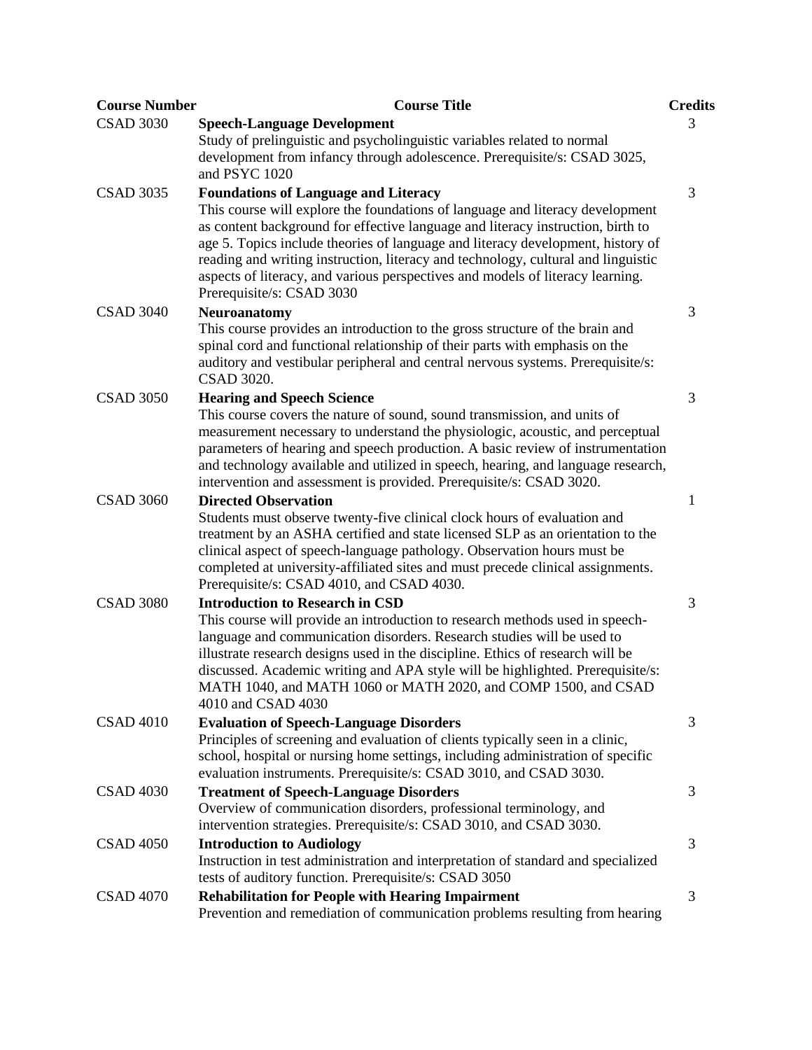| Course Number | Course Title | Credits |
|---|---|---|
| CSAD 3030 | **Speech-Language Development**<br>Study of prelinguistic and psycholinguistic variables related to normal development from infancy through adolescence. Prerequisite/s: CSAD 3025, and PSYC 1020 | 3 |
| CSAD 3035 | **Foundations of Language and Literacy**<br>This course will explore the foundations of language and literacy development as content background for effective language and literacy instruction, birth to age 5. Topics include theories of language and literacy development, history of reading and writing instruction, literacy and technology, cultural and linguistic aspects of literacy, and various perspectives and models of literacy learning. Prerequisite/s: CSAD 3030 | 3 |
| CSAD 3040 | **Neuroanatomy**<br>This course provides an introduction to the gross structure of the brain and spinal cord and functional relationship of their parts with emphasis on the auditory and vestibular peripheral and central nervous systems. Prerequisite/s: CSAD 3020. | 3 |
| CSAD 3050 | **Hearing and Speech Science**<br>This course covers the nature of sound, sound transmission, and units of measurement necessary to understand the physiologic, acoustic, and perceptual parameters of hearing and speech production. A basic review of instrumentation and technology available and utilized in speech, hearing, and language research, intervention and assessment is provided. Prerequisite/s: CSAD 3020. | 3 |
| CSAD 3060 | **Directed Observation**<br>Students must observe twenty-five clinical clock hours of evaluation and treatment by an ASHA certified and state licensed SLP as an orientation to the clinical aspect of speech-language pathology. Observation hours must be completed at university-affiliated sites and must precede clinical assignments. Prerequisite/s: CSAD 4010, and CSAD 4030. | 1 |
| CSAD 3080 | **Introduction to Research in CSD**<br>This course will provide an introduction to research methods used in speech-language and communication disorders. Research studies will be used to illustrate research designs used in the discipline. Ethics of research will be discussed. Academic writing and APA style will be highlighted. Prerequisite/s: MATH 1040, and MATH 1060 or MATH 2020, and COMP 1500, and CSAD 4010 and CSAD 4030 | 3 |
| CSAD 4010 | **Evaluation of Speech-Language Disorders**<br>Principles of screening and evaluation of clients typically seen in a clinic, school, hospital or nursing home settings, including administration of specific evaluation instruments. Prerequisite/s: CSAD 3010, and CSAD 3030. | 3 |
| CSAD 4030 | **Treatment of Speech-Language Disorders**<br>Overview of communication disorders, professional terminology, and intervention strategies. Prerequisite/s: CSAD 3010, and CSAD 3030. | 3 |
| CSAD 4050 | **Introduction to Audiology**<br>Instruction in test administration and interpretation of standard and specialized tests of auditory function. Prerequisite/s: CSAD 3050 | 3 |
| CSAD 4070 | **Rehabilitation for People with Hearing Impairment**<br>Prevention and remediation of communication problems resulting from hearing | 3 |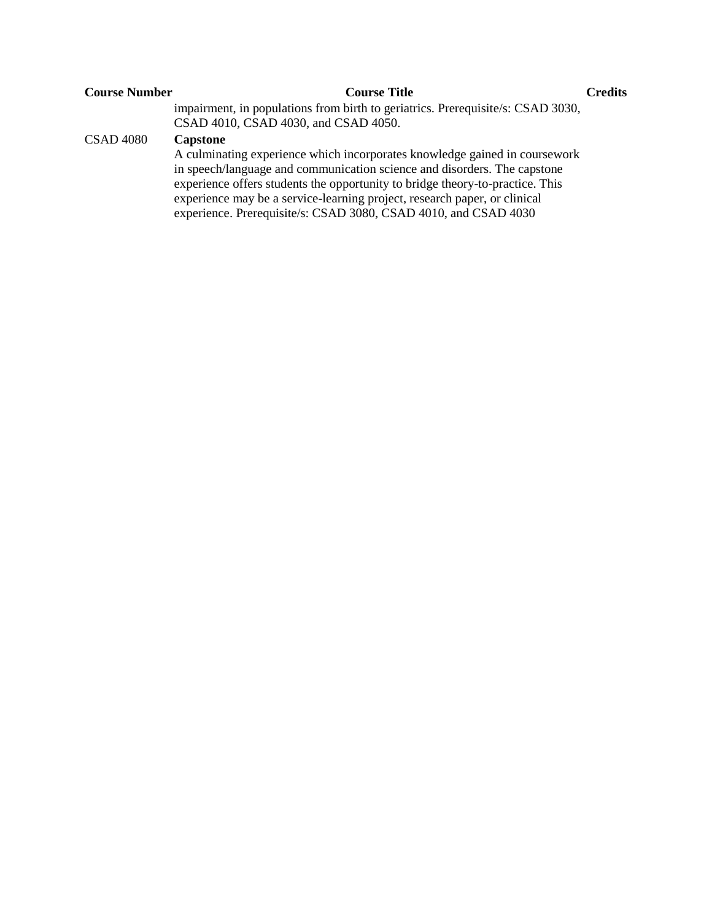| Course Number | Course Title | Credits |
|---|---|---|
| | impairment, in populations from birth to geriatrics. Prerequisite/s: CSAD 3030, CSAD 4010, CSAD 4030, and CSAD 4050. | |
| CSAD 4080 | **Capstone**<br>A culminating experience which incorporates knowledge gained in coursework in speech/language and communication science and disorders. The capstone experience offers students the opportunity to bridge theory-to-practice. This experience may be a service-learning project, research paper, or clinical experience. Prerequisite/s: CSAD 3080, CSAD 4010, and CSAD 4030 | |